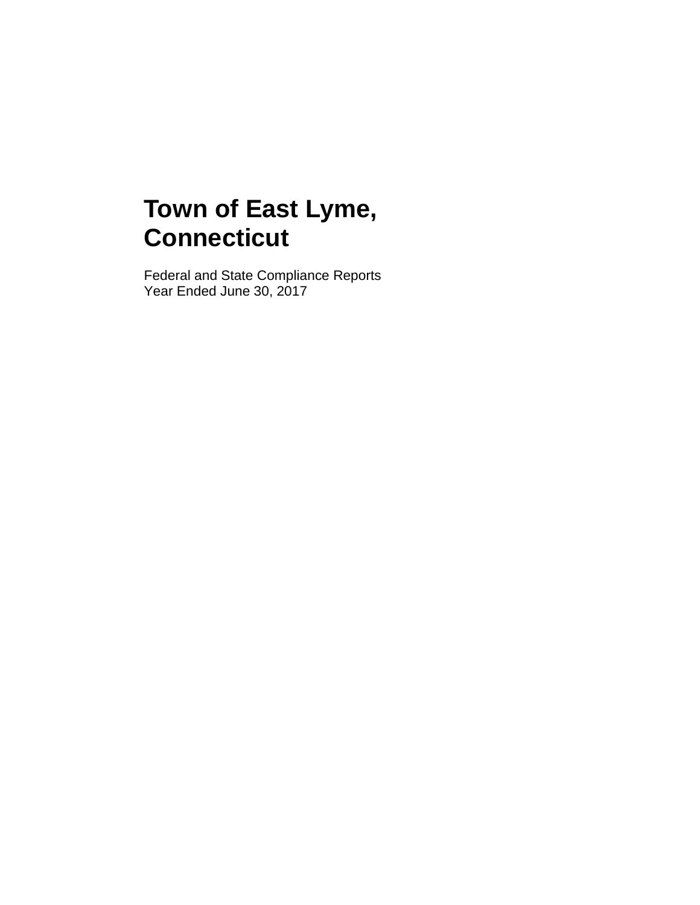# Town of East Lyme, Connecticut

Federal and State Compliance Reports
Year Ended June 30, 2017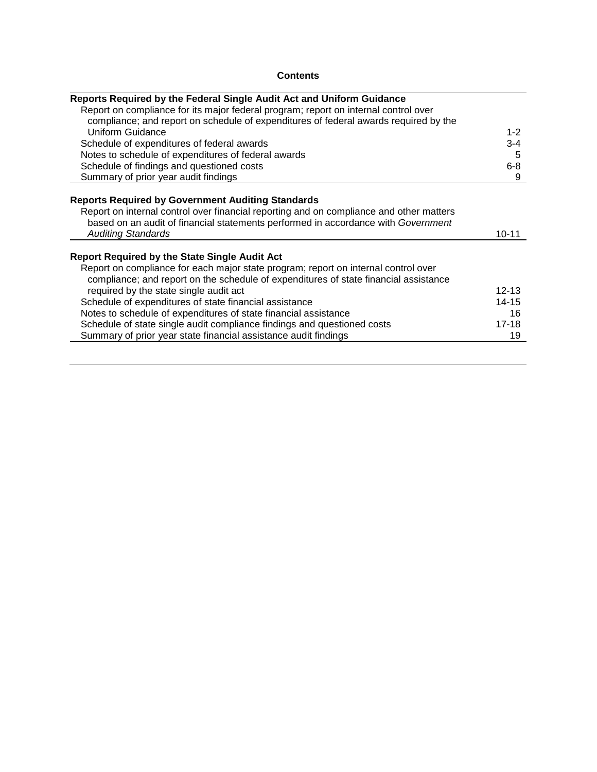**Contents**

| | |
|---|---|
| **Reports Required by the Federal Single Audit Act and Uniform Guidance** | |
| Report on compliance for its major federal program; report on internal control over compliance; and report on schedule of expenditures of federal awards required by the Uniform Guidance | 1-2 |
| Schedule of expenditures of federal awards | 3-4 |
| Notes to schedule of expenditures of federal awards | 5 |
| Schedule of findings and questioned costs | 6-8 |
| Summary of prior year audit findings | 9 |
| **Reports Required by Government Auditing Standards** | |
| Report on internal control over financial reporting and on compliance and other matters based on an audit of financial statements performed in accordance with *Government Auditing Standards* | 10-11 |
| **Report Required by the State Single Audit Act** | |
| Report on compliance for each major state program; report on internal control over compliance; and report on the schedule of expenditures of state financial assistance required by the state single audit act | 12-13 |
| Schedule of expenditures of state financial assistance | 14-15 |
| Notes to schedule of expenditures of state financial assistance | 16 |
| Schedule of state single audit compliance findings and questioned costs | 17-18 |
| Summary of prior year state financial assistance audit findings | 19 |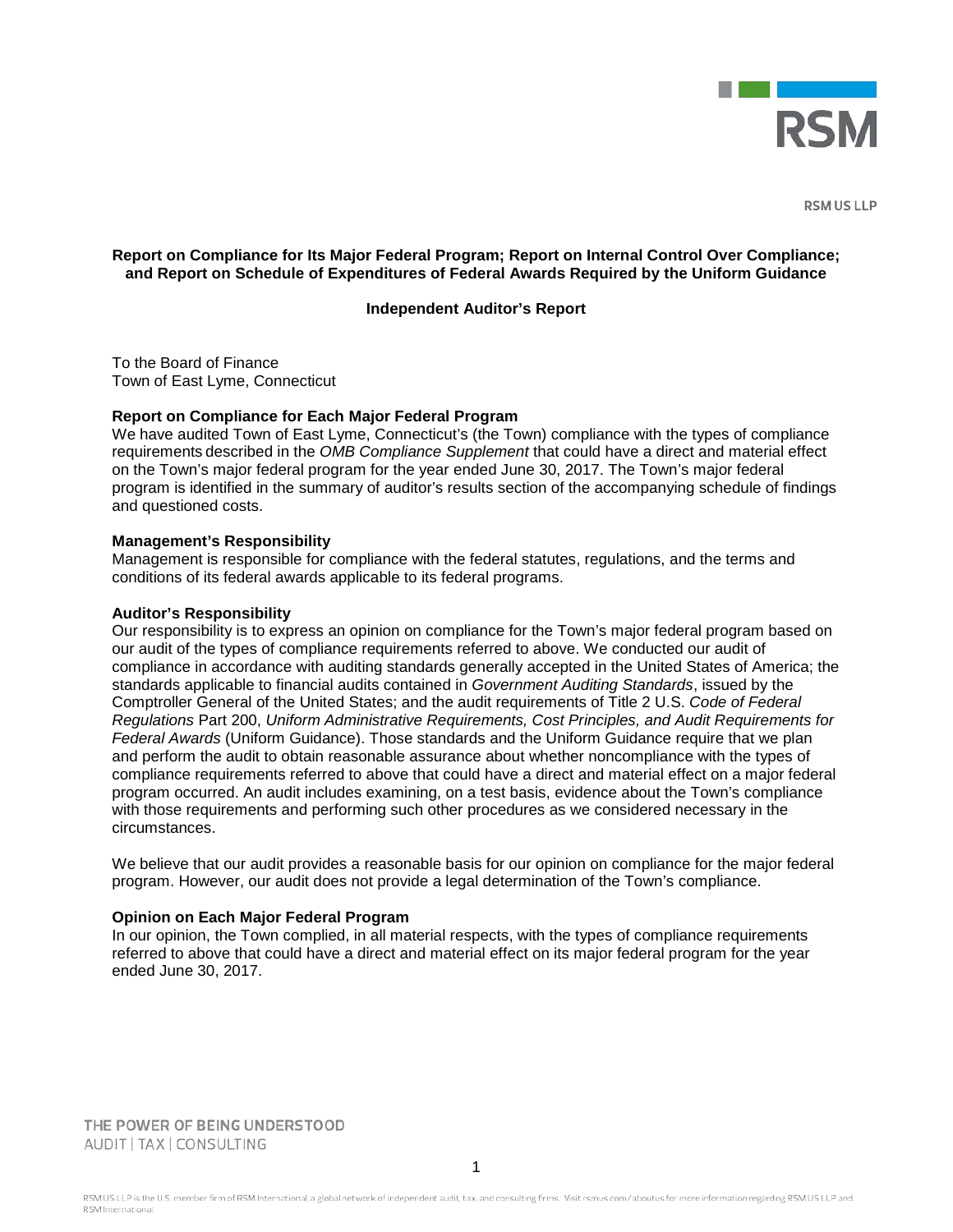RSM US LLP

**Report on Compliance for Its Major Federal Program; Report on Internal Control Over Compliance; and Report on Schedule of Expenditures of Federal Awards Required by the Uniform Guidance**

**Independent Auditor's Report**

To the Board of Finance
Town of East Lyme, Connecticut

**Report on Compliance for Each Major Federal Program**
We have audited Town of East Lyme, Connecticut's (the Town) compliance with the types of compliance requirements described in the *OMB Compliance Supplement* that could have a direct and material effect on the Town's major federal program for the year ended June 30, 2017. The Town's major federal program is identified in the summary of auditor's results section of the accompanying schedule of findings and questioned costs.

**Management's Responsibility**
Management is responsible for compliance with the federal statutes, regulations, and the terms and conditions of its federal awards applicable to its federal programs.

**Auditor's Responsibility**
Our responsibility is to express an opinion on compliance for the Town's major federal program based on our audit of the types of compliance requirements referred to above. We conducted our audit of compliance in accordance with auditing standards generally accepted in the United States of America; the standards applicable to financial audits contained in *Government Auditing Standards*, issued by the Comptroller General of the United States; and the audit requirements of Title 2 U.S. *Code of Federal Regulations* Part 200, *Uniform Administrative Requirements, Cost Principles, and Audit Requirements for Federal Awards* (Uniform Guidance). Those standards and the Uniform Guidance require that we plan and perform the audit to obtain reasonable assurance about whether noncompliance with the types of compliance requirements referred to above that could have a direct and material effect on a major federal program occurred. An audit includes examining, on a test basis, evidence about the Town's compliance with those requirements and performing such other procedures as we considered necessary in the circumstances.

We believe that our audit provides a reasonable basis for our opinion on compliance for the major federal program. However, our audit does not provide a legal determination of the Town's compliance.

**Opinion on Each Major Federal Program**
In our opinion, the Town complied, in all material respects, with the types of compliance requirements referred to above that could have a direct and material effect on its major federal program for the year ended June 30, 2017.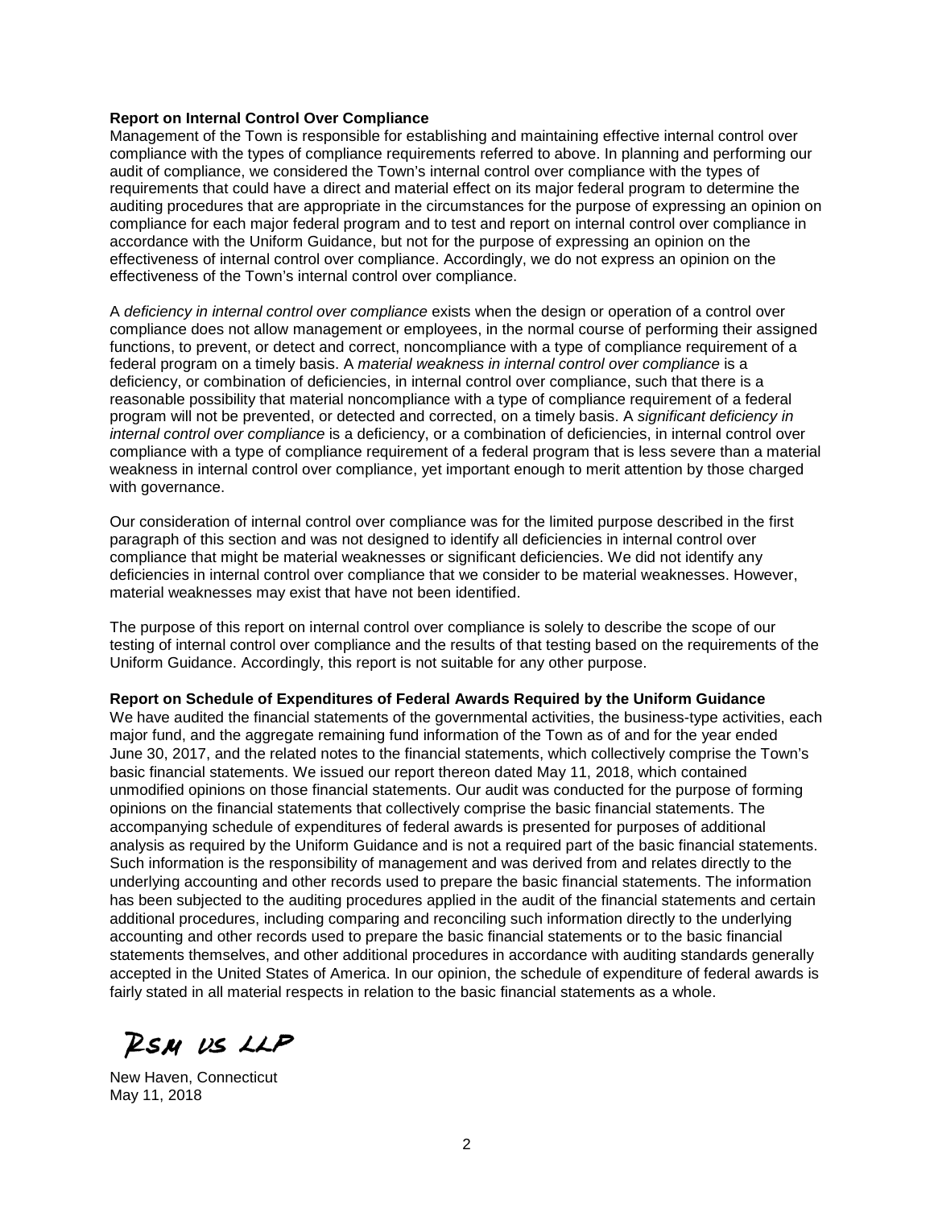**Report on Internal Control Over Compliance**
Management of the Town is responsible for establishing and maintaining effective internal control over compliance with the types of compliance requirements referred to above. In planning and performing our audit of compliance, we considered the Town's internal control over compliance with the types of requirements that could have a direct and material effect on its major federal program to determine the auditing procedures that are appropriate in the circumstances for the purpose of expressing an opinion on compliance for each major federal program and to test and report on internal control over compliance in accordance with the Uniform Guidance, but not for the purpose of expressing an opinion on the effectiveness of internal control over compliance. Accordingly, we do not express an opinion on the effectiveness of the Town's internal control over compliance.

A *deficiency in internal control over compliance* exists when the design or operation of a control over compliance does not allow management or employees, in the normal course of performing their assigned functions, to prevent, or detect and correct, noncompliance with a type of compliance requirement of a federal program on a timely basis. A *material weakness in internal control over compliance* is a deficiency, or combination of deficiencies, in internal control over compliance, such that there is a reasonable possibility that material noncompliance with a type of compliance requirement of a federal program will not be prevented, or detected and corrected, on a timely basis. A *significant deficiency in internal control over compliance* is a deficiency, or a combination of deficiencies, in internal control over compliance with a type of compliance requirement of a federal program that is less severe than a material weakness in internal control over compliance, yet important enough to merit attention by those charged with governance.

Our consideration of internal control over compliance was for the limited purpose described in the first paragraph of this section and was not designed to identify all deficiencies in internal control over compliance that might be material weaknesses or significant deficiencies. We did not identify any deficiencies in internal control over compliance that we consider to be material weaknesses. However, material weaknesses may exist that have not been identified.

The purpose of this report on internal control over compliance is solely to describe the scope of our testing of internal control over compliance and the results of that testing based on the requirements of the Uniform Guidance. Accordingly, this report is not suitable for any other purpose.

**Report on Schedule of Expenditures of Federal Awards Required by the Uniform Guidance**
We have audited the financial statements of the governmental activities, the business-type activities, each major fund, and the aggregate remaining fund information of the Town as of and for the year ended June 30, 2017, and the related notes to the financial statements, which collectively comprise the Town's basic financial statements. We issued our report thereon dated May 11, 2018, which contained unmodified opinions on those financial statements. Our audit was conducted for the purpose of forming opinions on the financial statements that collectively comprise the basic financial statements. The accompanying schedule of expenditures of federal awards is presented for purposes of additional analysis as required by the Uniform Guidance and is not a required part of the basic financial statements. Such information is the responsibility of management and was derived from and relates directly to the underlying accounting and other records used to prepare the basic financial statements. The information has been subjected to the auditing procedures applied in the audit of the financial statements and certain additional procedures, including comparing and reconciling such information directly to the underlying accounting and other records used to prepare the basic financial statements or to the basic financial statements themselves, and other additional procedures in accordance with auditing standards generally accepted in the United States of America. In our opinion, the schedule of expenditure of federal awards is fairly stated in all material respects in relation to the basic financial statements as a whole.

RSM US LLP

New Haven, Connecticut
May 11, 2018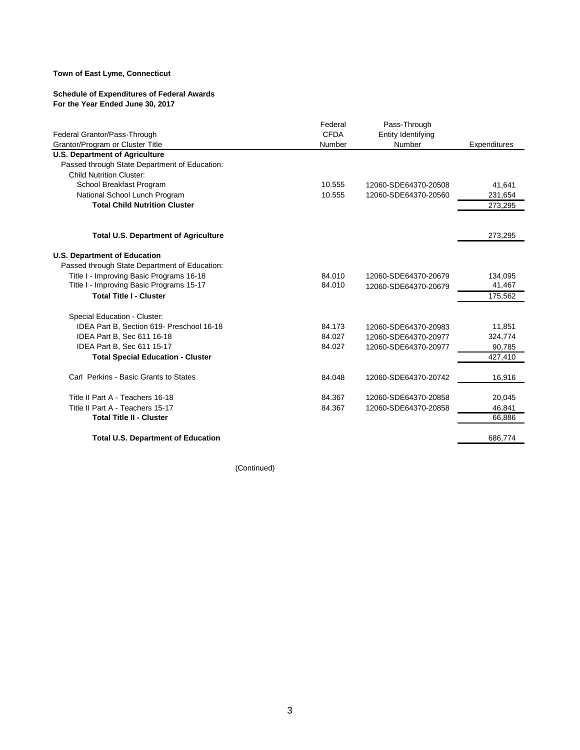**Town of East Lyme, Connecticut**

**Schedule of Expenditures of Federal Awards**
**For the Year Ended June 30, 2017**

| Federal Grantor/Pass-Through Grantor/Program or Cluster Title | Federal CFDA Number | Pass-Through Entity Identifying Number | Expenditures |
|---|---|---|---|
| **U.S. Department of Agriculture** | | | |
| Passed through State Department of Education: | | | |
| Child Nutrition Cluster: | | | |
| School Breakfast Program | 10.555 | 12060-SDE64370-20508 | 41,641 |
| National School Lunch Program | 10.555 | 12060-SDE64370-20560 | 231,654 |
| **Total Child Nutrition Cluster** | | | 273,295 |
| | | | |
| **Total U.S. Department of Agriculture** | | | 273,295 |
| | | | |
| **U.S. Department of Education** | | | |
| Passed through State Department of Education: | | | |
| Title I - Improving Basic Programs 16-18 | 84.010 | 12060-SDE64370-20679 | 134,095 |
| Title I - Improving Basic Programs 15-17 | 84.010 | 12060-SDE64370-20679 | 41,467 |
| **Total Title I - Cluster** | | | 175,562 |
| | | | |
| Special Education - Cluster: | | | |
| IDEA Part B, Section 619- Preschool 16-18 | 84.173 | 12060-SDE64370-20983 | 11,851 |
| IDEA Part B, Sec 611 16-18 | 84.027 | 12060-SDE64370-20977 | 324,774 |
| IDEA Part B, Sec 611 15-17 | 84.027 | 12060-SDE64370-20977 | 90,785 |
| **Total Special Education - Cluster** | | | 427,410 |
| | | | |
| Carl Perkins - Basic Grants to States | 84.048 | 12060-SDE64370-20742 | 16,916 |
| | | | |
| Title II Part A - Teachers 16-18 | 84.367 | 12060-SDE64370-20858 | 20,045 |
| Title II Part A - Teachers 15-17 | 84.367 | 12060-SDE64370-20858 | 46,841 |
| **Total Title II - Cluster** | | | 66,886 |
| | | | |
| **Total U.S. Department of Education** | | | 686,774 |

(Continued)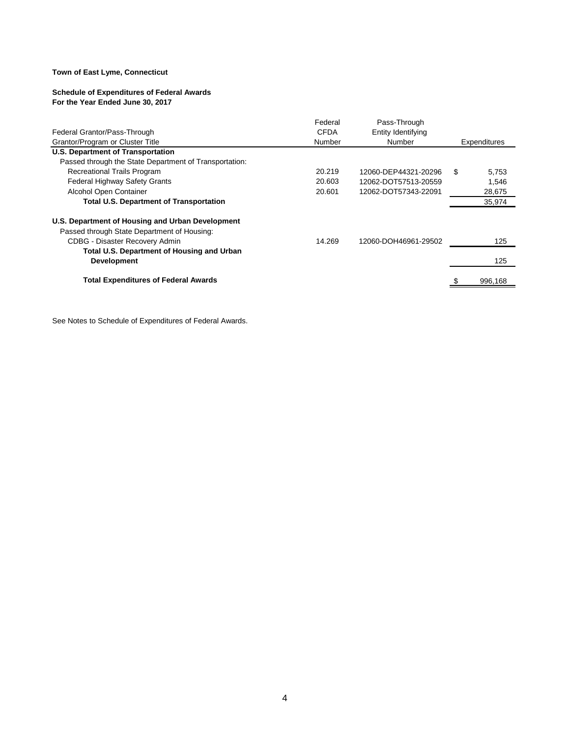**Town of East Lyme, Connecticut**

**Schedule of Expenditures of Federal Awards**
**For the Year Ended June 30, 2017**

| Federal Grantor/Pass-Through Grantor/Program or Cluster Title | Federal CFDA Number | Pass-Through Entity Identifying Number | Expenditures |
|---|---|---|---|
| **U.S. Department of Transportation** | | | |
| Passed through the State Department of Transportation: | | | |
| Recreational Trails Program | 20.219 | 12060-DEP44321-20296 | $ 5,753 |
| Federal Highway Safety Grants | 20.603 | 12062-DOT57513-20559 | 1,546 |
| Alcohol Open Container | 20.601 | 12062-DOT57343-22091 | 28,675 |
| **Total U.S. Department of Transportation** | | | 35,974 |
| **U.S. Department of Housing and Urban Development** | | | |
| Passed through State Department of Housing: | | | |
| CDBG - Disaster Recovery Admin | 14.269 | 12060-DOH46961-29502 | 125 |
| **Total U.S. Department of Housing and Urban Development** | | | 125 |
| **Total Expenditures of Federal Awards** | | | $ 996,168 |

See Notes to Schedule of Expenditures of Federal Awards.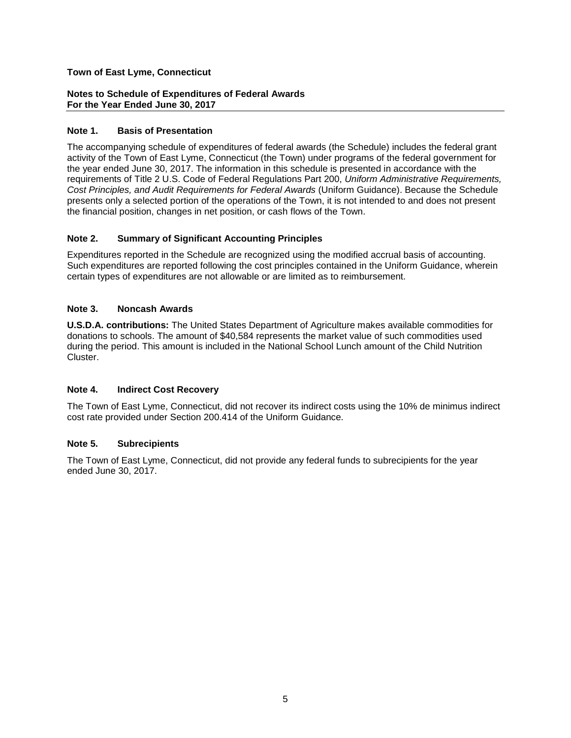**Town of East Lyme, Connecticut**

**Notes to Schedule of Expenditures of Federal Awards**
**For the Year Ended June 30, 2017**

## Note 1. Basis of Presentation

The accompanying schedule of expenditures of federal awards (the Schedule) includes the federal grant activity of the Town of East Lyme, Connecticut (the Town) under programs of the federal government for the year ended June 30, 2017. The information in this schedule is presented in accordance with the requirements of Title 2 U.S. Code of Federal Regulations Part 200, *Uniform Administrative Requirements, Cost Principles, and Audit Requirements for Federal Awards* (Uniform Guidance). Because the Schedule presents only a selected portion of the operations of the Town, it is not intended to and does not present the financial position, changes in net position, or cash flows of the Town.

## Note 2. Summary of Significant Accounting Principles

Expenditures reported in the Schedule are recognized using the modified accrual basis of accounting. Such expenditures are reported following the cost principles contained in the Uniform Guidance, wherein certain types of expenditures are not allowable or are limited as to reimbursement.

## Note 3. Noncash Awards

**U.S.D.A. contributions:** The United States Department of Agriculture makes available commodities for donations to schools. The amount of $40,584 represents the market value of such commodities used during the period. This amount is included in the National School Lunch amount of the Child Nutrition Cluster.

## Note 4. Indirect Cost Recovery

The Town of East Lyme, Connecticut, did not recover its indirect costs using the 10% de minimus indirect cost rate provided under Section 200.414 of the Uniform Guidance.

## Note 5. Subrecipients

The Town of East Lyme, Connecticut, did not provide any federal funds to subrecipients for the year ended June 30, 2017.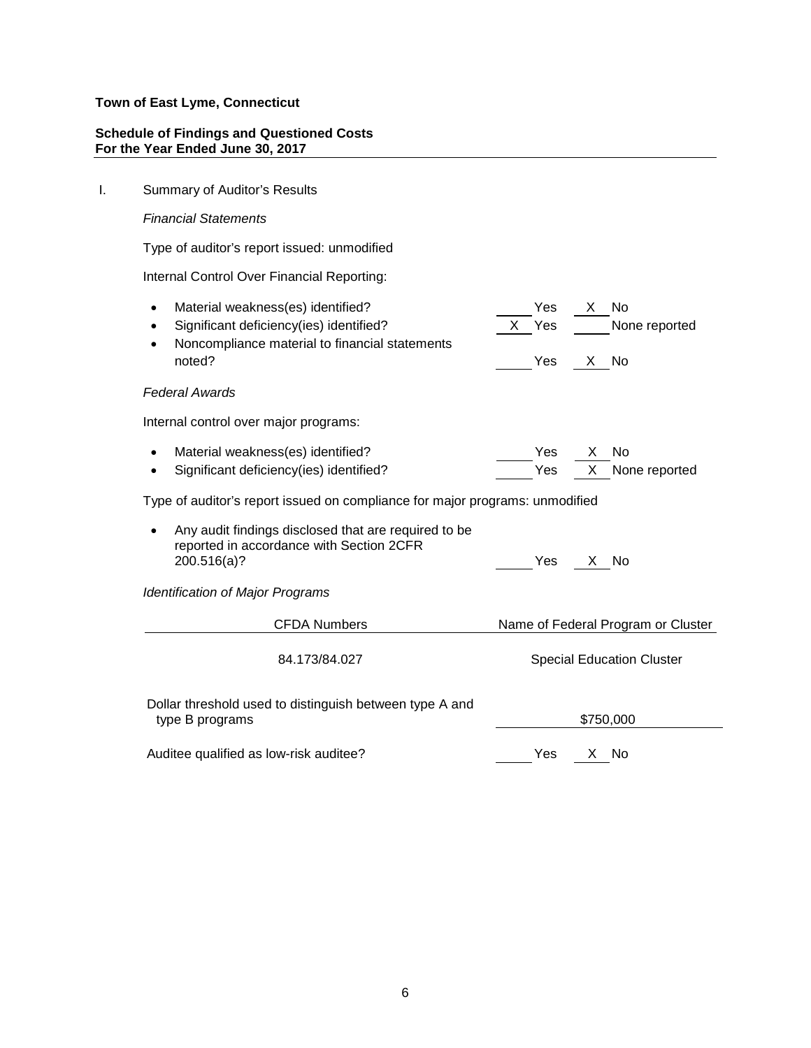**Town of East Lyme, Connecticut**

**Schedule of Findings and Questioned Costs**
**For the Year Ended June 30, 2017**

I. Summary of Auditor's Results

*Financial Statements*

Type of auditor's report issued: unmodified

Internal Control Over Financial Reporting:

- Material weakness(es) identified? ____ Yes __X__ No
- Significant deficiency(ies) identified? __X__ Yes ____ None reported
- Noncompliance material to financial statements noted? ____ Yes __X__ No

*Federal Awards*

Internal control over major programs:

- Material weakness(es) identified? ____ Yes __X__ No
- Significant deficiency(ies) identified? ____ Yes __X__ None reported

Type of auditor's report issued on compliance for major programs: unmodified

- Any audit findings disclosed that are required to be reported in accordance with Section 2CFR 200.516(a)? ____ Yes __X__ No

*Identification of Major Programs*

| CFDA Numbers | Name of Federal Program or Cluster |
|---|---|
| 84.173/84.027 | Special Education Cluster |

Dollar threshold used to distinguish between type A and type B programs: $750,000

Auditee qualified as low-risk auditee? ____ Yes __X__ No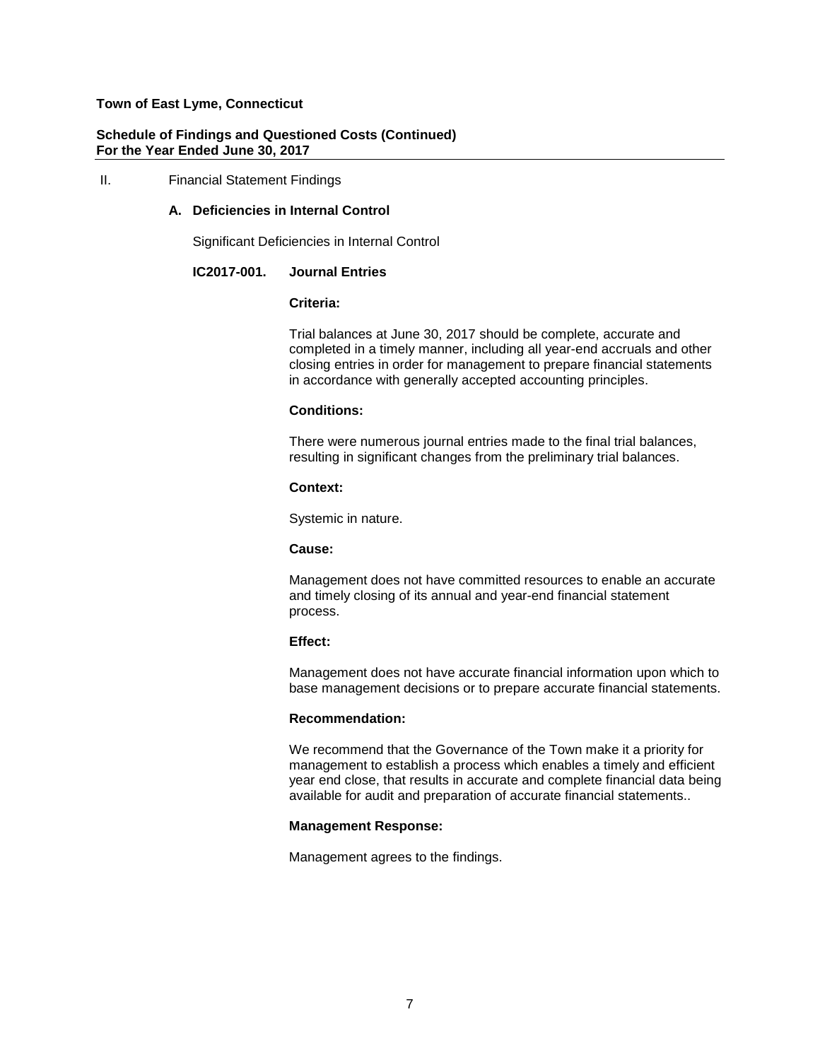**Town of East Lyme, Connecticut**

**Schedule of Findings and Questioned Costs (Continued)**
**For the Year Ended June 30, 2017**

II. Financial Statement Findings

### A. Deficiencies in Internal Control

Significant Deficiencies in Internal Control

#### IC2017-001. Journal Entries

**Criteria:**

Trial balances at June 30, 2017 should be complete, accurate and completed in a timely manner, including all year-end accruals and other closing entries in order for management to prepare financial statements in accordance with generally accepted accounting principles.

**Conditions:**

There were numerous journal entries made to the final trial balances, resulting in significant changes from the preliminary trial balances.

**Context:**

Systemic in nature.

**Cause:**

Management does not have committed resources to enable an accurate and timely closing of its annual and year-end financial statement process.

**Effect:**

Management does not have accurate financial information upon which to base management decisions or to prepare accurate financial statements.

**Recommendation:**

We recommend that the Governance of the Town make it a priority for management to establish a process which enables a timely and efficient year end close, that results in accurate and complete financial data being available for audit and preparation of accurate financial statements..

**Management Response:**

Management agrees to the findings.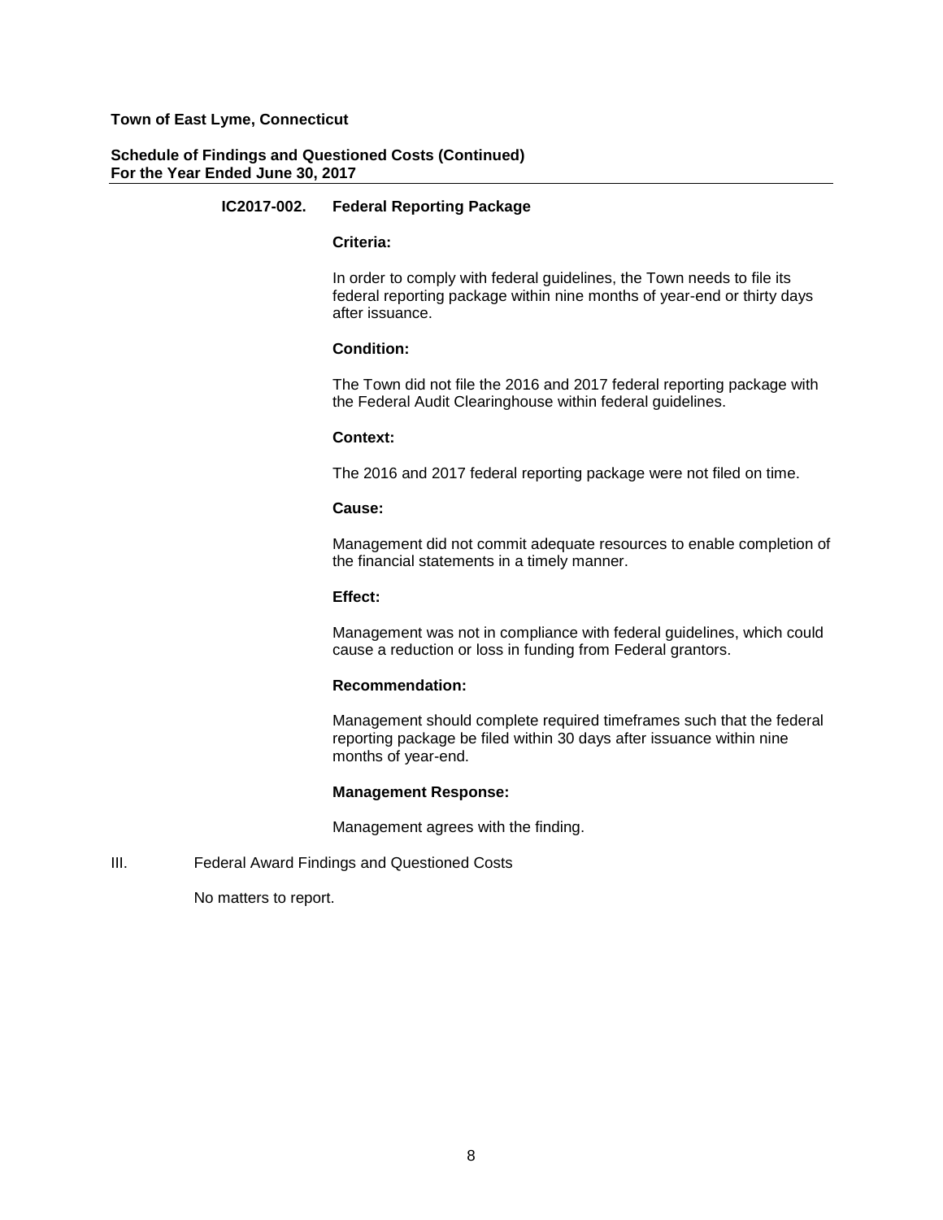**Town of East Lyme, Connecticut**

**Schedule of Findings and Questioned Costs (Continued)**
**For the Year Ended June 30, 2017**

**IC2017-002. Federal Reporting Package**

**Criteria:**

In order to comply with federal guidelines, the Town needs to file its federal reporting package within nine months of year-end or thirty days after issuance.

**Condition:**

The Town did not file the 2016 and 2017 federal reporting package with the Federal Audit Clearinghouse within federal guidelines.

**Context:**

The 2016 and 2017 federal reporting package were not filed on time.

**Cause:**

Management did not commit adequate resources to enable completion of the financial statements in a timely manner.

**Effect:**

Management was not in compliance with federal guidelines, which could cause a reduction or loss in funding from Federal grantors.

**Recommendation:**

Management should complete required timeframes such that the federal reporting package be filed within 30 days after issuance within nine months of year-end.

**Management Response:**

Management agrees with the finding.

III. Federal Award Findings and Questioned Costs

No matters to report.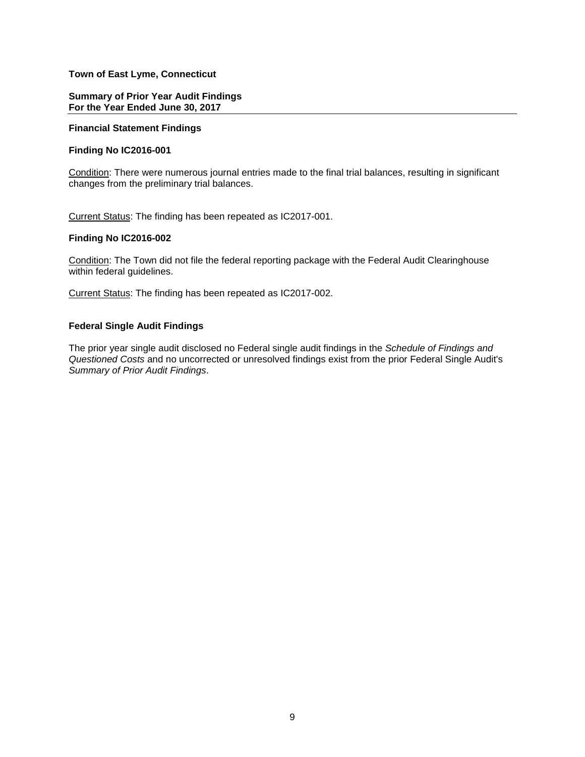**Town of East Lyme, Connecticut**

**Summary of Prior Year Audit Findings**
**For the Year Ended June 30, 2017**

---

**Financial Statement Findings**

**Finding No IC2016-001**

<u>Condition</u>: There were numerous journal entries made to the final trial balances, resulting in significant changes from the preliminary trial balances.

<u>Current Status</u>: The finding has been repeated as IC2017-001.

**Finding No IC2016-002**

<u>Condition</u>: The Town did not file the federal reporting package with the Federal Audit Clearinghouse within federal guidelines.

<u>Current Status</u>: The finding has been repeated as IC2017-002.

**Federal Single Audit Findings**

The prior year single audit disclosed no Federal single audit findings in the *Schedule of Findings and Questioned Costs* and no uncorrected or unresolved findings exist from the prior Federal Single Audit's *Summary of Prior Audit Findings*.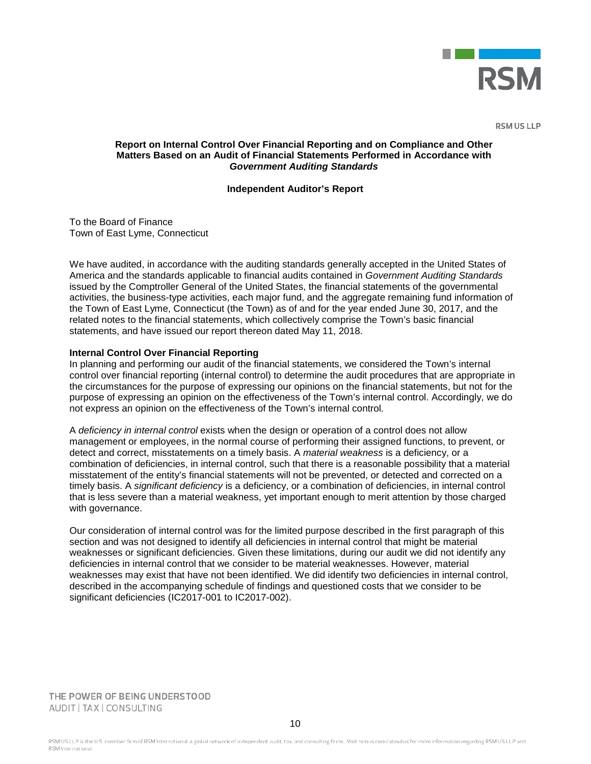RSM US LLP

**Report on Internal Control Over Financial Reporting and on Compliance and Other Matters Based on an Audit of Financial Statements Performed in Accordance with *Government Auditing Standards***

**Independent Auditor's Report**

To the Board of Finance
Town of East Lyme, Connecticut

We have audited, in accordance with the auditing standards generally accepted in the United States of America and the standards applicable to financial audits contained in *Government Auditing Standards* issued by the Comptroller General of the United States, the financial statements of the governmental activities, the business-type activities, each major fund, and the aggregate remaining fund information of the Town of East Lyme, Connecticut (the Town) as of and for the year ended June 30, 2017, and the related notes to the financial statements, which collectively comprise the Town's basic financial statements, and have issued our report thereon dated May 11, 2018.

**Internal Control Over Financial Reporting**

In planning and performing our audit of the financial statements, we considered the Town's internal control over financial reporting (internal control) to determine the audit procedures that are appropriate in the circumstances for the purpose of expressing our opinions on the financial statements, but not for the purpose of expressing an opinion on the effectiveness of the Town's internal control. Accordingly, we do not express an opinion on the effectiveness of the Town's internal control.

A *deficiency in internal control* exists when the design or operation of a control does not allow management or employees, in the normal course of performing their assigned functions, to prevent, or detect and correct, misstatements on a timely basis. A *material weakness* is a deficiency, or a combination of deficiencies, in internal control, such that there is a reasonable possibility that a material misstatement of the entity's financial statements will not be prevented, or detected and corrected on a timely basis. A *significant deficiency* is a deficiency, or a combination of deficiencies, in internal control that is less severe than a material weakness, yet important enough to merit attention by those charged with governance.

Our consideration of internal control was for the limited purpose described in the first paragraph of this section and was not designed to identify all deficiencies in internal control that might be material weaknesses or significant deficiencies. Given these limitations, during our audit we did not identify any deficiencies in internal control that we consider to be material weaknesses. However, material weaknesses may exist that have not been identified. We did identify two deficiencies in internal control, described in the accompanying schedule of findings and questioned costs that we consider to be significant deficiencies (IC2017-001 to IC2017-002).

THE POWER OF BEING UNDERSTOOD
AUDIT | TAX | CONSULTING

RSM US LLP is the U.S. member firm of RSM International, a global network of independent audit, tax, and consulting firms. Visit rsmus.com/aboutus for more information regarding RSM US LLP and RSM International.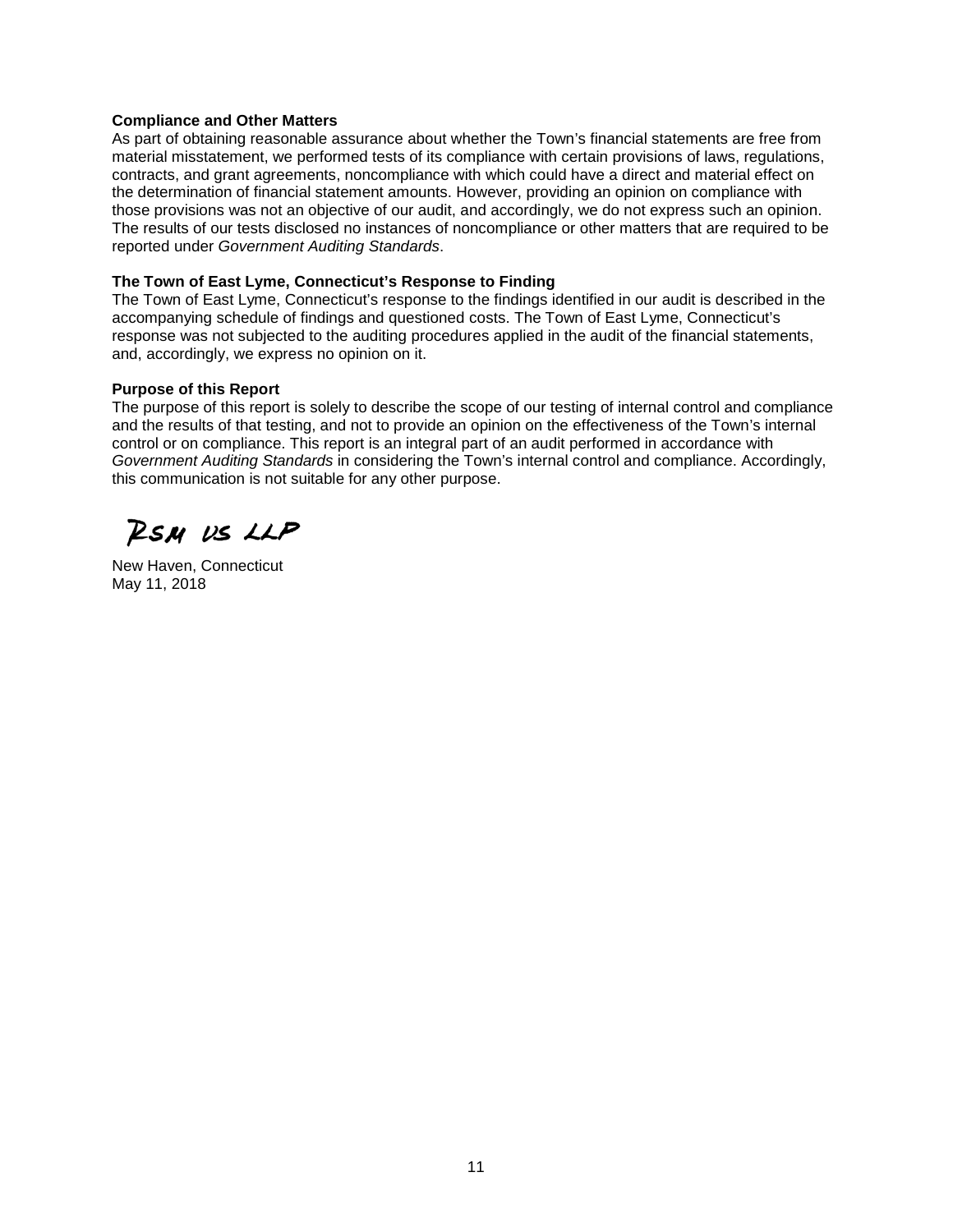**Compliance and Other Matters**

As part of obtaining reasonable assurance about whether the Town's financial statements are free from material misstatement, we performed tests of its compliance with certain provisions of laws, regulations, contracts, and grant agreements, noncompliance with which could have a direct and material effect on the determination of financial statement amounts. However, providing an opinion on compliance with those provisions was not an objective of our audit, and accordingly, we do not express such an opinion. The results of our tests disclosed no instances of noncompliance or other matters that are required to be reported under *Government Auditing Standards*.

**The Town of East Lyme, Connecticut's Response to Finding**

The Town of East Lyme, Connecticut's response to the findings identified in our audit is described in the accompanying schedule of findings and questioned costs. The Town of East Lyme, Connecticut's response was not subjected to the auditing procedures applied in the audit of the financial statements, and, accordingly, we express no opinion on it.

**Purpose of this Report**

The purpose of this report is solely to describe the scope of our testing of internal control and compliance and the results of that testing, and not to provide an opinion on the effectiveness of the Town's internal control or on compliance. This report is an integral part of an audit performed in accordance with *Government Auditing Standards* in considering the Town's internal control and compliance. Accordingly, this communication is not suitable for any other purpose.

RSM US LLP

New Haven, Connecticut
May 11, 2018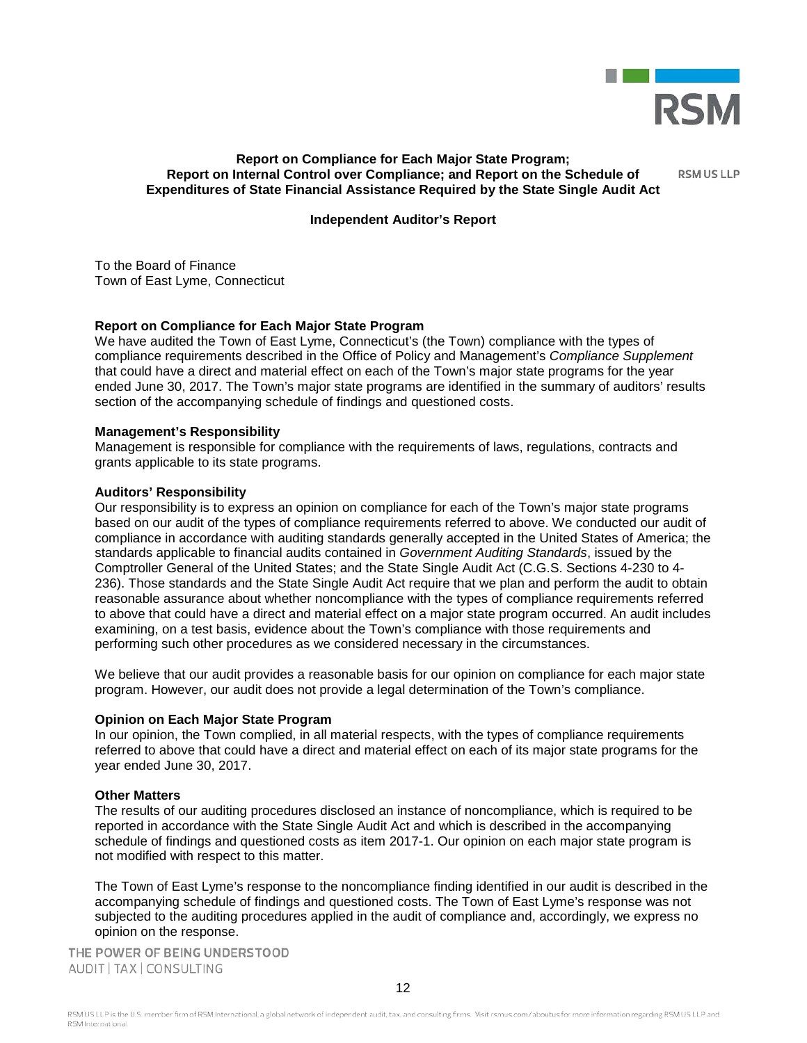**Report on Compliance for Each Major State Program; Report on Internal Control over Compliance; and Report on the Schedule of Expenditures of State Financial Assistance Required by the State Single Audit Act**

RSM US LLP

**Independent Auditor's Report**

To the Board of Finance
Town of East Lyme, Connecticut

**Report on Compliance for Each Major State Program**

We have audited the Town of East Lyme, Connecticut's (the Town) compliance with the types of compliance requirements described in the Office of Policy and Management's *Compliance Supplement* that could have a direct and material effect on each of the Town's major state programs for the year ended June 30, 2017. The Town's major state programs are identified in the summary of auditors' results section of the accompanying schedule of findings and questioned costs.

**Management's Responsibility**

Management is responsible for compliance with the requirements of laws, regulations, contracts and grants applicable to its state programs.

**Auditors' Responsibility**

Our responsibility is to express an opinion on compliance for each of the Town's major state programs based on our audit of the types of compliance requirements referred to above. We conducted our audit of compliance in accordance with auditing standards generally accepted in the United States of America; the standards applicable to financial audits contained in *Government Auditing Standards*, issued by the Comptroller General of the United States; and the State Single Audit Act (C.G.S. Sections 4-230 to 4-236). Those standards and the State Single Audit Act require that we plan and perform the audit to obtain reasonable assurance about whether noncompliance with the types of compliance requirements referred to above that could have a direct and material effect on a major state program occurred. An audit includes examining, on a test basis, evidence about the Town's compliance with those requirements and performing such other procedures as we considered necessary in the circumstances.

We believe that our audit provides a reasonable basis for our opinion on compliance for each major state program. However, our audit does not provide a legal determination of the Town's compliance.

**Opinion on Each Major State Program**

In our opinion, the Town complied, in all material respects, with the types of compliance requirements referred to above that could have a direct and material effect on each of its major state programs for the year ended June 30, 2017.

**Other Matters**

The results of our auditing procedures disclosed an instance of noncompliance, which is required to be reported in accordance with the State Single Audit Act and which is described in the accompanying schedule of findings and questioned costs as item 2017-1. Our opinion on each major state program is not modified with respect to this matter.

The Town of East Lyme's response to the noncompliance finding identified in our audit is described in the accompanying schedule of findings and questioned costs. The Town of East Lyme's response was not subjected to the auditing procedures applied in the audit of compliance and, accordingly, we express no opinion on the response.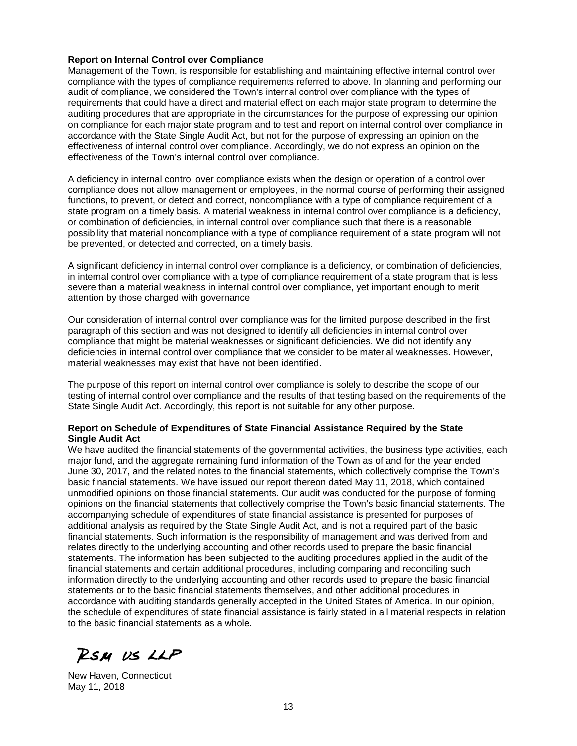**Report on Internal Control over Compliance**

Management of the Town, is responsible for establishing and maintaining effective internal control over compliance with the types of compliance requirements referred to above. In planning and performing our audit of compliance, we considered the Town's internal control over compliance with the types of requirements that could have a direct and material effect on each major state program to determine the auditing procedures that are appropriate in the circumstances for the purpose of expressing our opinion on compliance for each major state program and to test and report on internal control over compliance in accordance with the State Single Audit Act, but not for the purpose of expressing an opinion on the effectiveness of internal control over compliance. Accordingly, we do not express an opinion on the effectiveness of the Town's internal control over compliance.

A deficiency in internal control over compliance exists when the design or operation of a control over compliance does not allow management or employees, in the normal course of performing their assigned functions, to prevent, or detect and correct, noncompliance with a type of compliance requirement of a state program on a timely basis. A material weakness in internal control over compliance is a deficiency, or combination of deficiencies, in internal control over compliance such that there is a reasonable possibility that material noncompliance with a type of compliance requirement of a state program will not be prevented, or detected and corrected, on a timely basis.

A significant deficiency in internal control over compliance is a deficiency, or combination of deficiencies, in internal control over compliance with a type of compliance requirement of a state program that is less severe than a material weakness in internal control over compliance, yet important enough to merit attention by those charged with governance

Our consideration of internal control over compliance was for the limited purpose described in the first paragraph of this section and was not designed to identify all deficiencies in internal control over compliance that might be material weaknesses or significant deficiencies. We did not identify any deficiencies in internal control over compliance that we consider to be material weaknesses. However, material weaknesses may exist that have not been identified.

The purpose of this report on internal control over compliance is solely to describe the scope of our testing of internal control over compliance and the results of that testing based on the requirements of the State Single Audit Act. Accordingly, this report is not suitable for any other purpose.

**Report on Schedule of Expenditures of State Financial Assistance Required by the State Single Audit Act**

We have audited the financial statements of the governmental activities, the business type activities, each major fund, and the aggregate remaining fund information of the Town as of and for the year ended June 30, 2017, and the related notes to the financial statements, which collectively comprise the Town's basic financial statements. We have issued our report thereon dated May 11, 2018, which contained unmodified opinions on those financial statements. Our audit was conducted for the purpose of forming opinions on the financial statements that collectively comprise the Town's basic financial statements. The accompanying schedule of expenditures of state financial assistance is presented for purposes of additional analysis as required by the State Single Audit Act, and is not a required part of the basic financial statements. Such information is the responsibility of management and was derived from and relates directly to the underlying accounting and other records used to prepare the basic financial statements. The information has been subjected to the auditing procedures applied in the audit of the financial statements and certain additional procedures, including comparing and reconciling such information directly to the underlying accounting and other records used to prepare the basic financial statements or to the basic financial statements themselves, and other additional procedures in accordance with auditing standards generally accepted in the United States of America. In our opinion, the schedule of expenditures of state financial assistance is fairly stated in all material respects in relation to the basic financial statements as a whole.

RSM US LLP

New Haven, Connecticut
May 11, 2018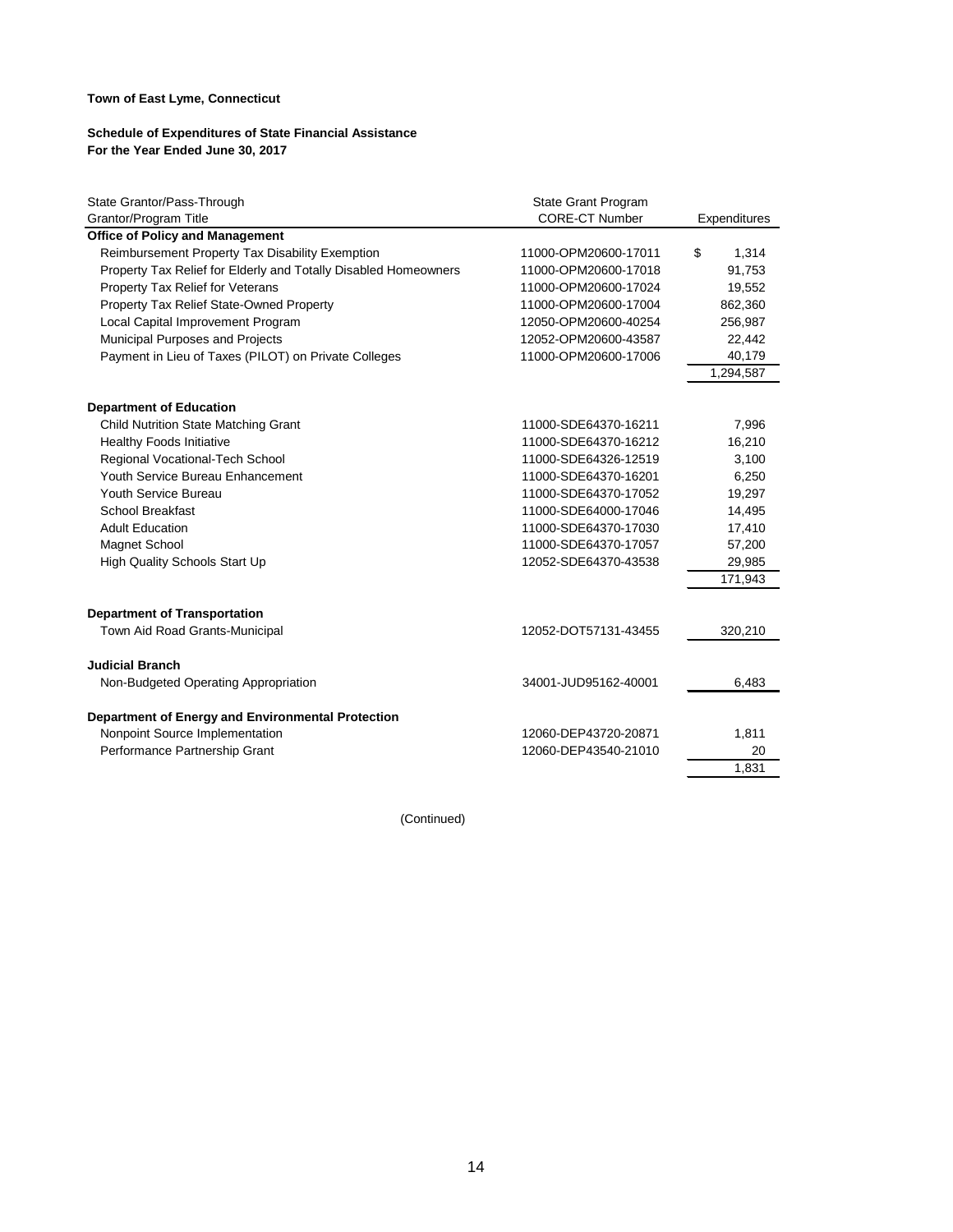**Town of East Lyme, Connecticut**

**Schedule of Expenditures of State Financial Assistance**
**For the Year Ended June 30, 2017**

| State Grantor/Pass-Through Grantor/Program Title | State Grant Program CORE-CT Number | Expenditures |
|---|---|---|
| **Office of Policy and Management** | | |
| Reimbursement Property Tax Disability Exemption | 11000-OPM20600-17011 | $ 1,314 |
| Property Tax Relief for Elderly and Totally Disabled Homeowners | 11000-OPM20600-17018 | 91,753 |
| Property Tax Relief for Veterans | 11000-OPM20600-17024 | 19,552 |
| Property Tax Relief State-Owned Property | 11000-OPM20600-17004 | 862,360 |
| Local Capital Improvement Program | 12050-OPM20600-40254 | 256,987 |
| Municipal Purposes and Projects | 12052-OPM20600-43587 | 22,442 |
| Payment in Lieu of Taxes (PILOT) on Private Colleges | 11000-OPM20600-17006 | 40,179 |
| | | 1,294,587 |
| **Department of Education** | | |
| Child Nutrition State Matching Grant | 11000-SDE64370-16211 | 7,996 |
| Healthy Foods Initiative | 11000-SDE64370-16212 | 16,210 |
| Regional Vocational-Tech School | 11000-SDE64326-12519 | 3,100 |
| Youth Service Bureau Enhancement | 11000-SDE64370-16201 | 6,250 |
| Youth Service Bureau | 11000-SDE64370-17052 | 19,297 |
| School Breakfast | 11000-SDE64000-17046 | 14,495 |
| Adult Education | 11000-SDE64370-17030 | 17,410 |
| Magnet School | 11000-SDE64370-17057 | 57,200 |
| High Quality Schools Start Up | 12052-SDE64370-43538 | 29,985 |
| | | 171,943 |
| **Department of Transportation** | | |
| Town Aid Road Grants-Municipal | 12052-DOT57131-43455 | 320,210 |
| **Judicial Branch** | | |
| Non-Budgeted Operating Appropriation | 34001-JUD95162-40001 | 6,483 |
| **Department of Energy and Environmental Protection** | | |
| Nonpoint Source Implementation | 12060-DEP43720-20871 | 1,811 |
| Performance Partnership Grant | 12060-DEP43540-21010 | 20 |
| | | 1,831 |

(Continued)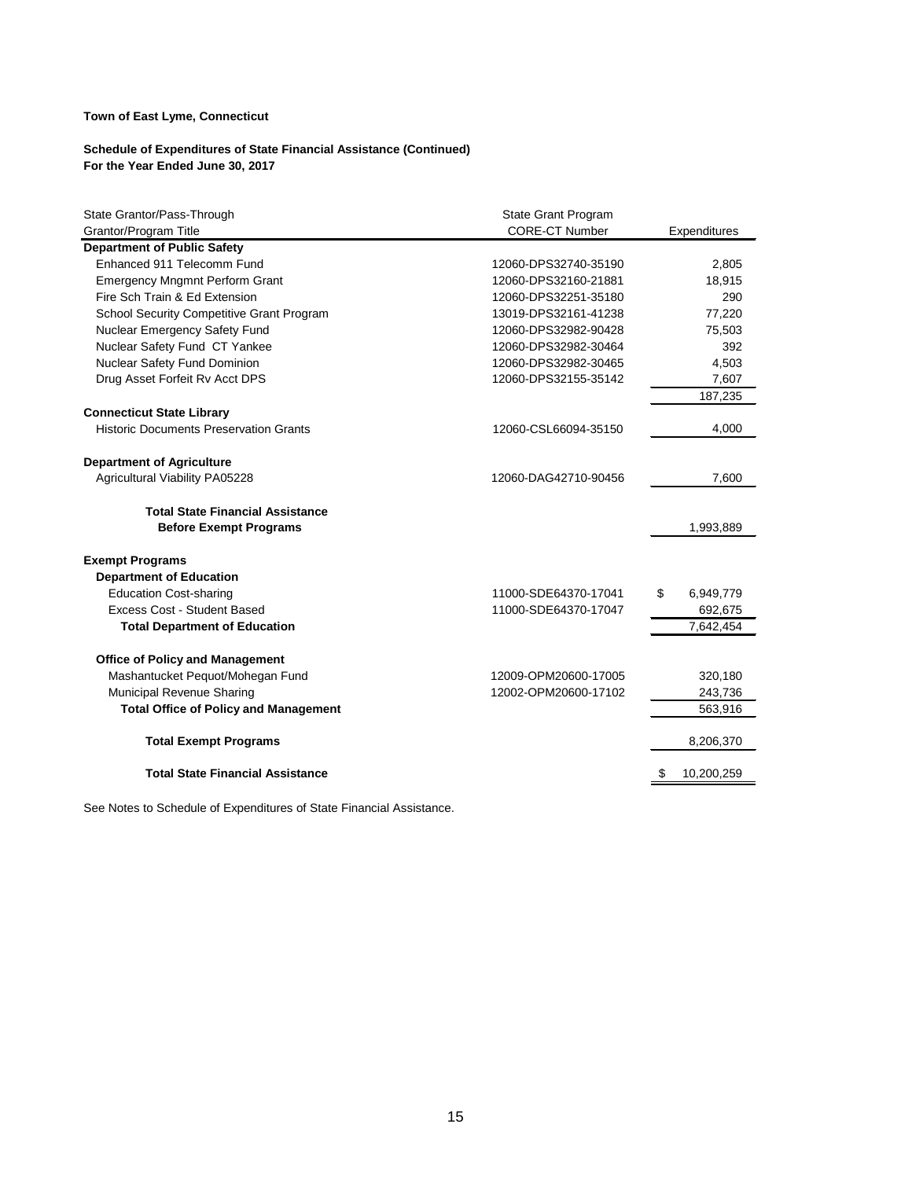**Town of East Lyme, Connecticut**

**Schedule of Expenditures of State Financial Assistance (Continued)**
**For the Year Ended June 30, 2017**

| State Grantor/Pass-Through Grantor/Program Title | State Grant Program CORE-CT Number | Expenditures |
|---|---|---|
| **Department of Public Safety** | | |
| Enhanced 911 Telecomm Fund | 12060-DPS32740-35190 | 2,805 |
| Emergency Mngmnt Perform Grant | 12060-DPS32160-21881 | 18,915 |
| Fire Sch Train & Ed Extension | 12060-DPS32251-35180 | 290 |
| School Security Competitive Grant Program | 13019-DPS32161-41238 | 77,220 |
| Nuclear Emergency Safety Fund | 12060-DPS32982-90428 | 75,503 |
| Nuclear Safety Fund CT Yankee | 12060-DPS32982-30464 | 392 |
| Nuclear Safety Fund Dominion | 12060-DPS32982-30465 | 4,503 |
| Drug Asset Forfeit Rv Acct DPS | 12060-DPS32155-35142 | 7,607 |
| | | 187,235 |
| **Connecticut State Library** | | |
| Historic Documents Preservation Grants | 12060-CSL66094-35150 | 4,000 |
| **Department of Agriculture** | | |
| Agricultural Viability PA05228 | 12060-DAG42710-90456 | 7,600 |
| **Total State Financial Assistance Before Exempt Programs** | | 1,993,889 |
| **Exempt Programs** | | |
| **Department of Education** | | |
| Education Cost-sharing | 11000-SDE64370-17041 | $ 6,949,779 |
| Excess Cost - Student Based | 11000-SDE64370-17047 | 692,675 |
| **Total Department of Education** | | 7,642,454 |
| **Office of Policy and Management** | | |
| Mashantucket Pequot/Mohegan Fund | 12009-OPM20600-17005 | 320,180 |
| Municipal Revenue Sharing | 12002-OPM20600-17102 | 243,736 |
| **Total Office of Policy and Management** | | 563,916 |
| **Total Exempt Programs** | | 8,206,370 |
| **Total State Financial Assistance** | | $ 10,200,259 |

See Notes to Schedule of Expenditures of State Financial Assistance.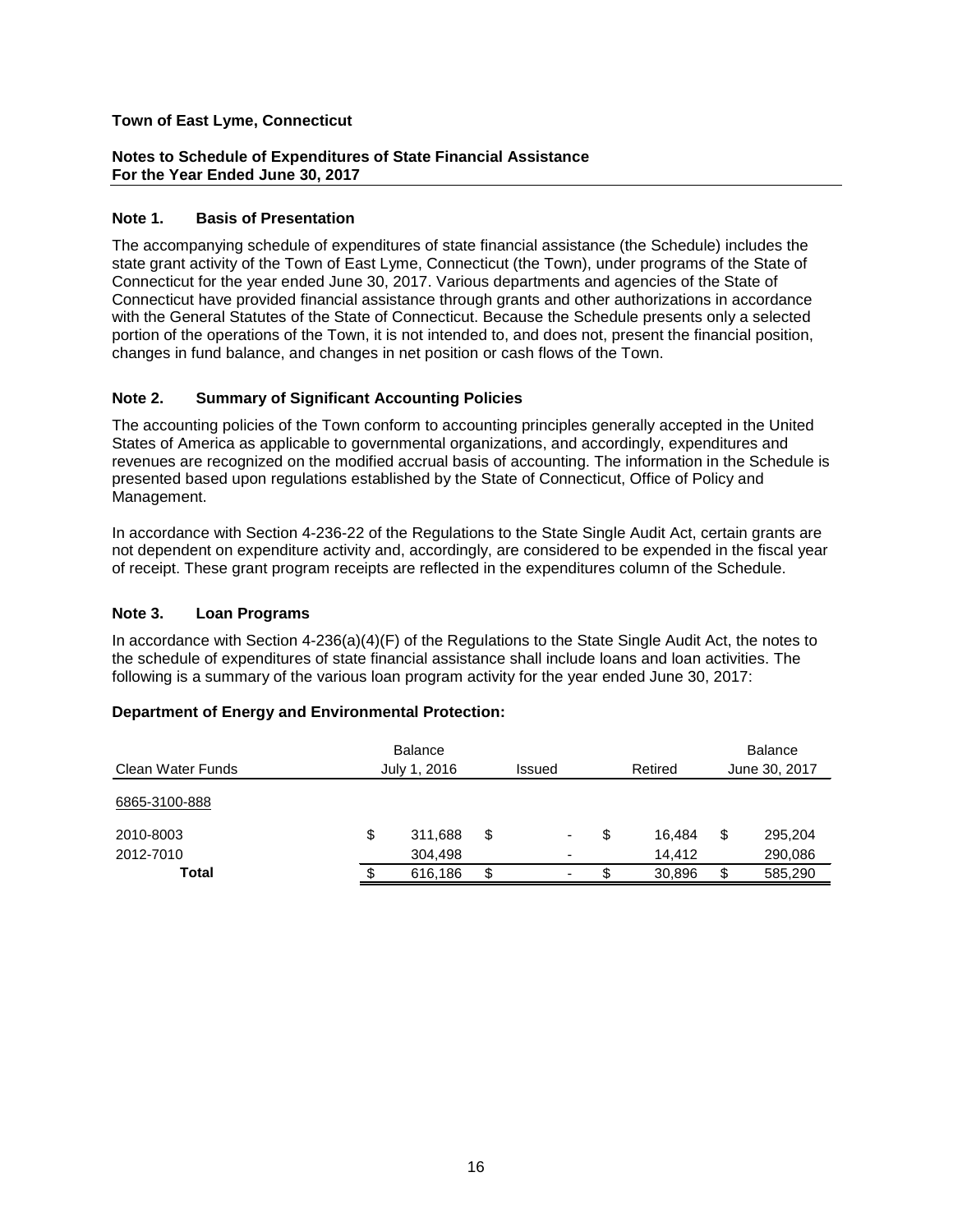**Town of East Lyme, Connecticut**

**Notes to Schedule of Expenditures of State Financial Assistance**
**For the Year Ended June 30, 2017**

## Note 1. Basis of Presentation

The accompanying schedule of expenditures of state financial assistance (the Schedule) includes the state grant activity of the Town of East Lyme, Connecticut (the Town), under programs of the State of Connecticut for the year ended June 30, 2017. Various departments and agencies of the State of Connecticut have provided financial assistance through grants and other authorizations in accordance with the General Statutes of the State of Connecticut. Because the Schedule presents only a selected portion of the operations of the Town, it is not intended to, and does not, present the financial position, changes in fund balance, and changes in net position or cash flows of the Town.

## Note 2. Summary of Significant Accounting Policies

The accounting policies of the Town conform to accounting principles generally accepted in the United States of America as applicable to governmental organizations, and accordingly, expenditures and revenues are recognized on the modified accrual basis of accounting. The information in the Schedule is presented based upon regulations established by the State of Connecticut, Office of Policy and Management.

In accordance with Section 4-236-22 of the Regulations to the State Single Audit Act, certain grants are not dependent on expenditure activity and, accordingly, are considered to be expended in the fiscal year of receipt. These grant program receipts are reflected in the expenditures column of the Schedule.

## Note 3. Loan Programs

In accordance with Section 4-236(a)(4)(F) of the Regulations to the State Single Audit Act, the notes to the schedule of expenditures of state financial assistance shall include loans and loan activities. The following is a summary of the various loan program activity for the year ended June 30, 2017:

**Department of Energy and Environmental Protection:**

| Clean Water Funds | Balance July 1, 2016 | Issued | Retired | Balance June 30, 2017 |
|---|---|---|---|---|
| 6865-3100-888 | | | | |
| 2010-8003 | $ 311,688 | $ - | $ 16,484 | $ 295,204 |
| 2012-7010 | 304,498 | - | 14,412 | 290,086 |
| **Total** | $ 616,186 | $ - | $ 30,896 | $ 585,290 |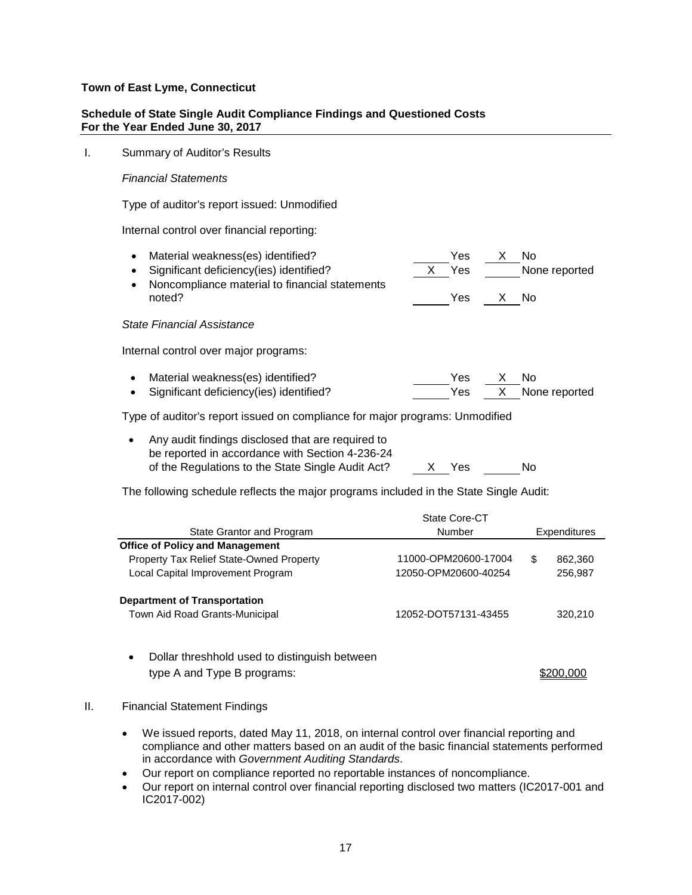**Town of East Lyme, Connecticut**

**Schedule of State Single Audit Compliance Findings and Questioned Costs**
**For the Year Ended June 30, 2017**

I. Summary of Auditor's Results

*Financial Statements*

Type of auditor's report issued: Unmodified

Internal control over financial reporting:

- Material weakness(es) identified? ______ Yes __X__ No
- Significant deficiency(ies) identified? __X__ Yes ______ None reported
- Noncompliance material to financial statements noted? ______ Yes __X__ No

*State Financial Assistance*

Internal control over major programs:

- Material weakness(es) identified? ______ Yes __X__ No
- Significant deficiency(ies) identified? ______ Yes __X__ None reported

Type of auditor's report issued on compliance for major programs: Unmodified

- Any audit findings disclosed that are required to be reported in accordance with Section 4-236-24 of the Regulations to the State Single Audit Act? __X__ Yes ______ No

The following schedule reflects the major programs included in the State Single Audit:

| State Grantor and Program | State Core-CT Number | Expenditures |
|---|---|---|
| **Office of Policy and Management** | | |
| Property Tax Relief State-Owned Property | 11000-OPM20600-17004 | $ 862,360 |
| Local Capital Improvement Program | 12050-OPM20600-40254 | 256,987 |
| **Department of Transportation** | | |
| Town Aid Road Grants-Municipal | 12052-DOT57131-43455 | 320,210 |

- Dollar threshhold used to distinguish between type A and Type B programs: $200,000

II. Financial Statement Findings

- We issued reports, dated May 11, 2018, on internal control over financial reporting and compliance and other matters based on an audit of the basic financial statements performed in accordance with *Government Auditing Standards*.
- Our report on compliance reported no reportable instances of noncompliance.
- Our report on internal control over financial reporting disclosed two matters (IC2017-001 and IC2017-002)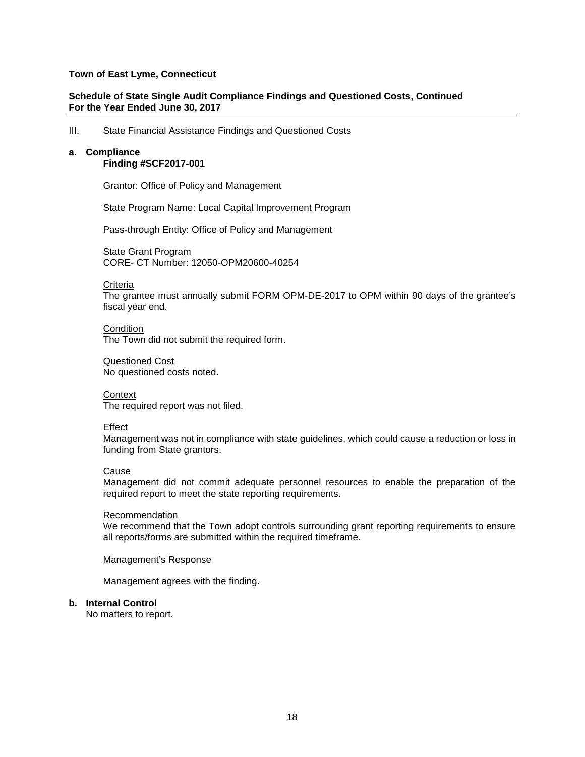**Town of East Lyme, Connecticut**

**Schedule of State Single Audit Compliance Findings and Questioned Costs, Continued**
**For the Year Ended June 30, 2017**

III. State Financial Assistance Findings and Questioned Costs

**a. Compliance**

**Finding #SCF2017-001**

Grantor: Office of Policy and Management

State Program Name: Local Capital Improvement Program

Pass-through Entity: Office of Policy and Management

State Grant Program
CORE- CT Number: 12050-OPM20600-40254

Criteria
The grantee must annually submit FORM OPM-DE-2017 to OPM within 90 days of the grantee's fiscal year end.

Condition
The Town did not submit the required form.

Questioned Cost
No questioned costs noted.

Context
The required report was not filed.

Effect
Management was not in compliance with state guidelines, which could cause a reduction or loss in funding from State grantors.

Cause
Management did not commit adequate personnel resources to enable the preparation of the required report to meet the state reporting requirements.

Recommendation
We recommend that the Town adopt controls surrounding grant reporting requirements to ensure all reports/forms are submitted within the required timeframe.

Management's Response

Management agrees with the finding.

**b. Internal Control**

No matters to report.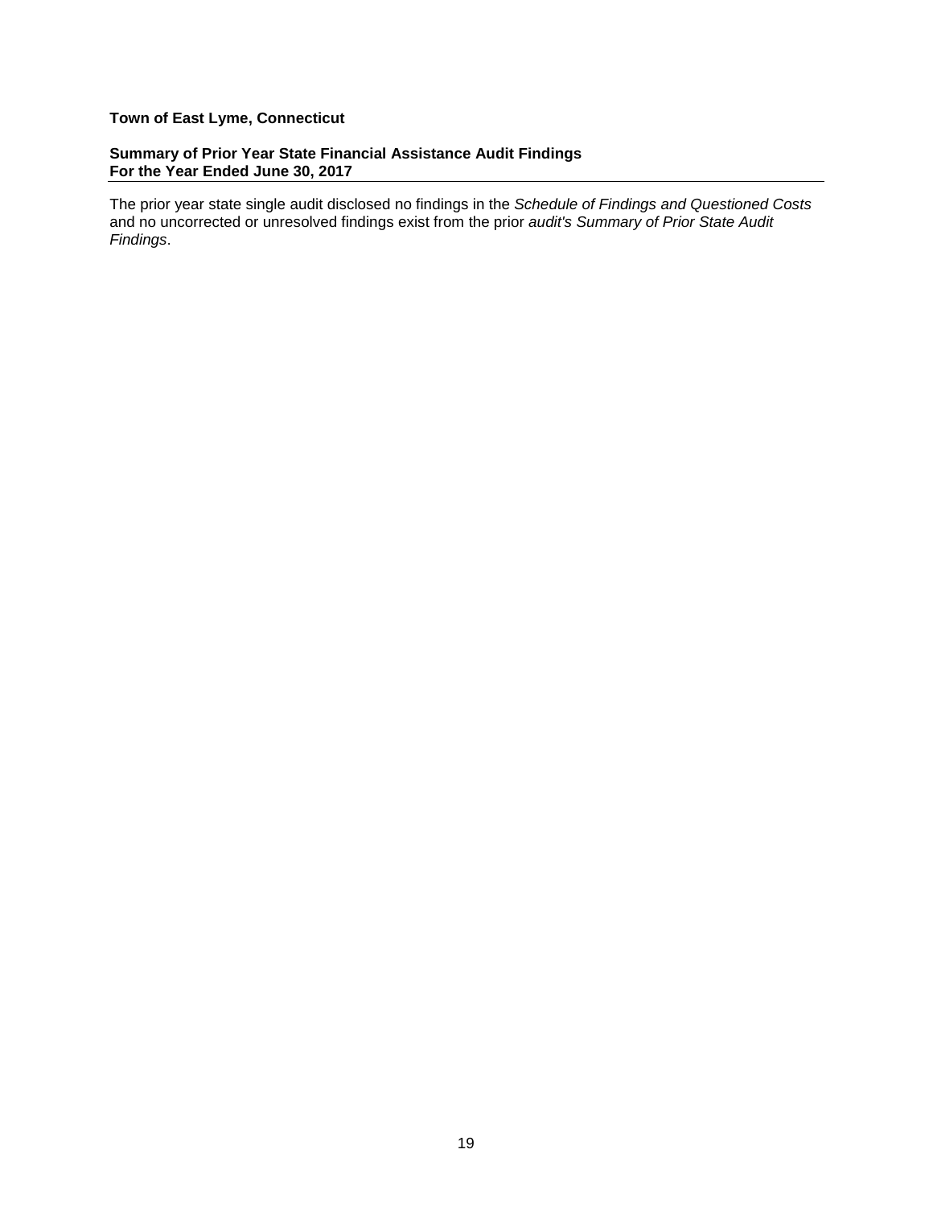**Town of East Lyme, Connecticut**

**Summary of Prior Year State Financial Assistance Audit Findings**
**For the Year Ended June 30, 2017**

The prior year state single audit disclosed no findings in the *Schedule of Findings and Questioned Costs* and no uncorrected or unresolved findings exist from the prior *audit's Summary of Prior State Audit Findings*.